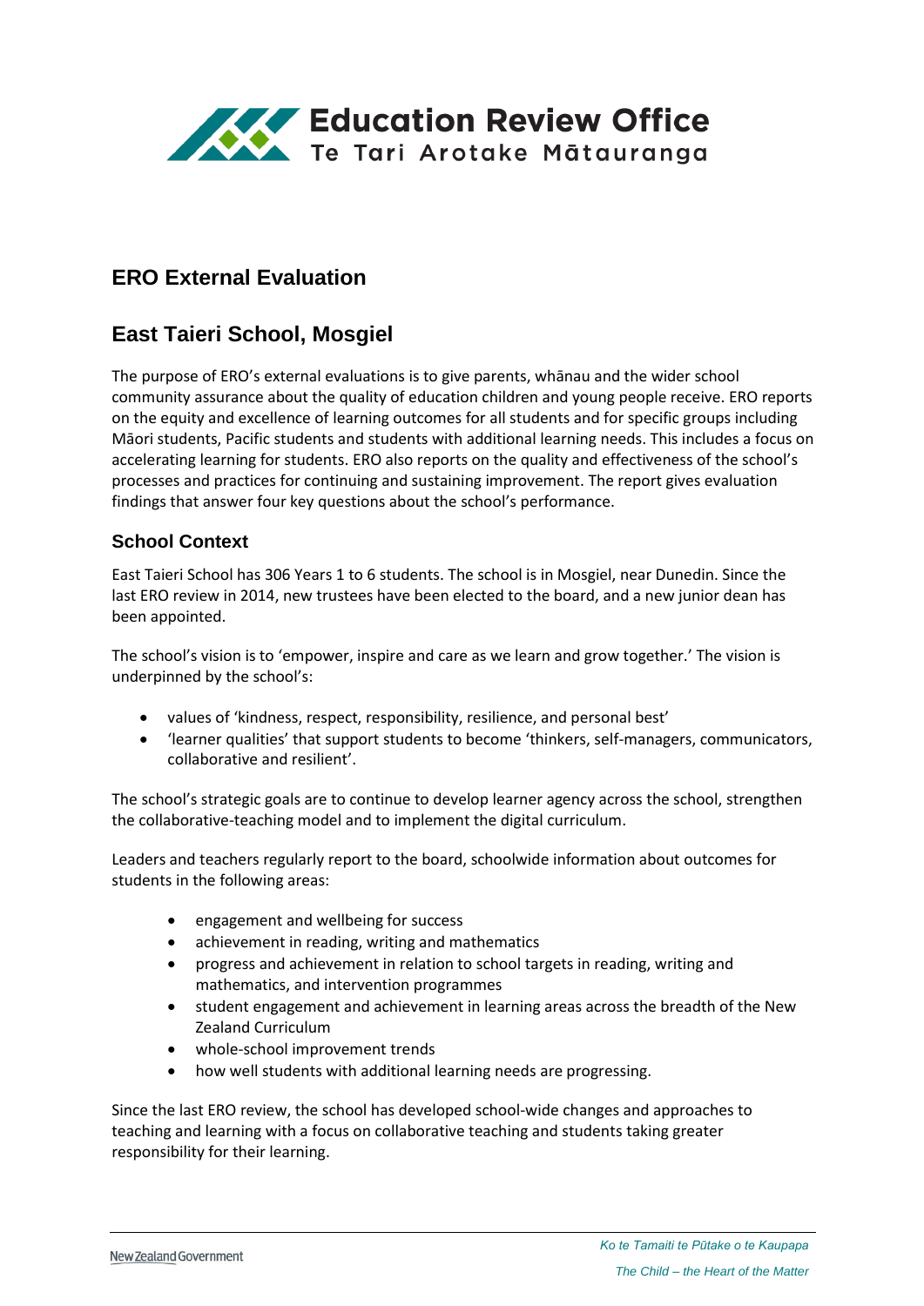# Education Review Office
Te Tari Arotake Mātauranga

## ERO External Evaluation

## East Taieri School, Mosgiel

The purpose of ERO's external evaluations is to give parents, whānau and the wider school community assurance about the quality of education children and young people receive. ERO reports on the equity and excellence of learning outcomes for all students and for specific groups including Māori students, Pacific students and students with additional learning needs. This includes a focus on accelerating learning for students. ERO also reports on the quality and effectiveness of the school's processes and practices for continuing and sustaining improvement. The report gives evaluation findings that answer four key questions about the school's performance.

### School Context

East Taieri School has 306 Years 1 to 6 students. The school is in Mosgiel, near Dunedin. Since the last ERO review in 2014, new trustees have been elected to the board, and a new junior dean has been appointed.

The school's vision is to 'empower, inspire and care as we learn and grow together.' The vision is underpinned by the school's:

- values of 'kindness, respect, responsibility, resilience, and personal best'
- 'learner qualities' that support students to become 'thinkers, self-managers, communicators, collaborative and resilient'.

The school's strategic goals are to continue to develop learner agency across the school, strengthen the collaborative-teaching model and to implement the digital curriculum.

Leaders and teachers regularly report to the board, schoolwide information about outcomes for students in the following areas:

- engagement and wellbeing for success
- achievement in reading, writing and mathematics
- progress and achievement in relation to school targets in reading, writing and mathematics, and intervention programmes
- student engagement and achievement in learning areas across the breadth of the New Zealand Curriculum
- whole-school improvement trends
- how well students with additional learning needs are progressing.

Since the last ERO review, the school has developed school-wide changes and approaches to teaching and learning with a focus on collaborative teaching and students taking greater responsibility for their learning.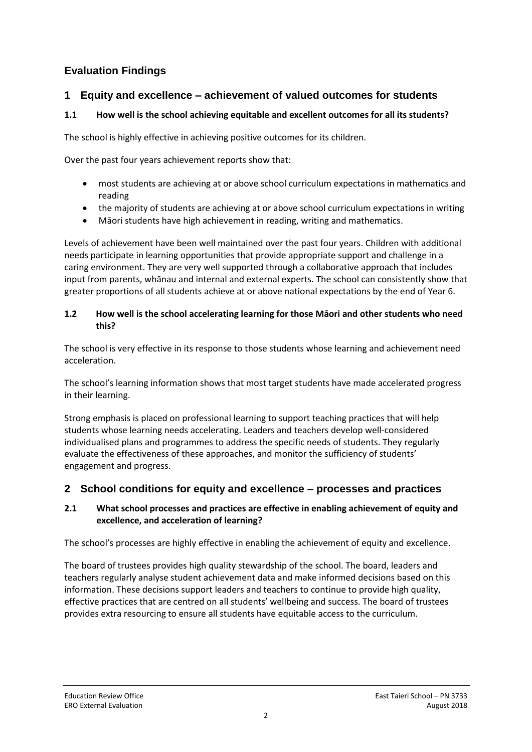# Evaluation Findings

## 1 Equity and excellence – achievement of valued outcomes for students

### 1.1 How well is the school achieving equitable and excellent outcomes for all its students?

The school is highly effective in achieving positive outcomes for its children.

Over the past four years achievement reports show that:

- most students are achieving at or above school curriculum expectations in mathematics and reading
- the majority of students are achieving at or above school curriculum expectations in writing
- Māori students have high achievement in reading, writing and mathematics.

Levels of achievement have been well maintained over the past four years. Children with additional needs participate in learning opportunities that provide appropriate support and challenge in a caring environment. They are very well supported through a collaborative approach that includes input from parents, whānau and internal and external experts. The school can consistently show that greater proportions of all students achieve at or above national expectations by the end of Year 6.

### 1.2 How well is the school accelerating learning for those Māori and other students who need this?

The school is very effective in its response to those students whose learning and achievement need acceleration.

The school's learning information shows that most target students have made accelerated progress in their learning.

Strong emphasis is placed on professional learning to support teaching practices that will help students whose learning needs accelerating. Leaders and teachers develop well-considered individualised plans and programmes to address the specific needs of students. They regularly evaluate the effectiveness of these approaches, and monitor the sufficiency of students' engagement and progress.

## 2 School conditions for equity and excellence – processes and practices

### 2.1 What school processes and practices are effective in enabling achievement of equity and excellence, and acceleration of learning?

The school's processes are highly effective in enabling the achievement of equity and excellence.

The board of trustees provides high quality stewardship of the school. The board, leaders and teachers regularly analyse student achievement data and make informed decisions based on this information. These decisions support leaders and teachers to continue to provide high quality, effective practices that are centred on all students' wellbeing and success. The board of trustees provides extra resourcing to ensure all students have equitable access to the curriculum.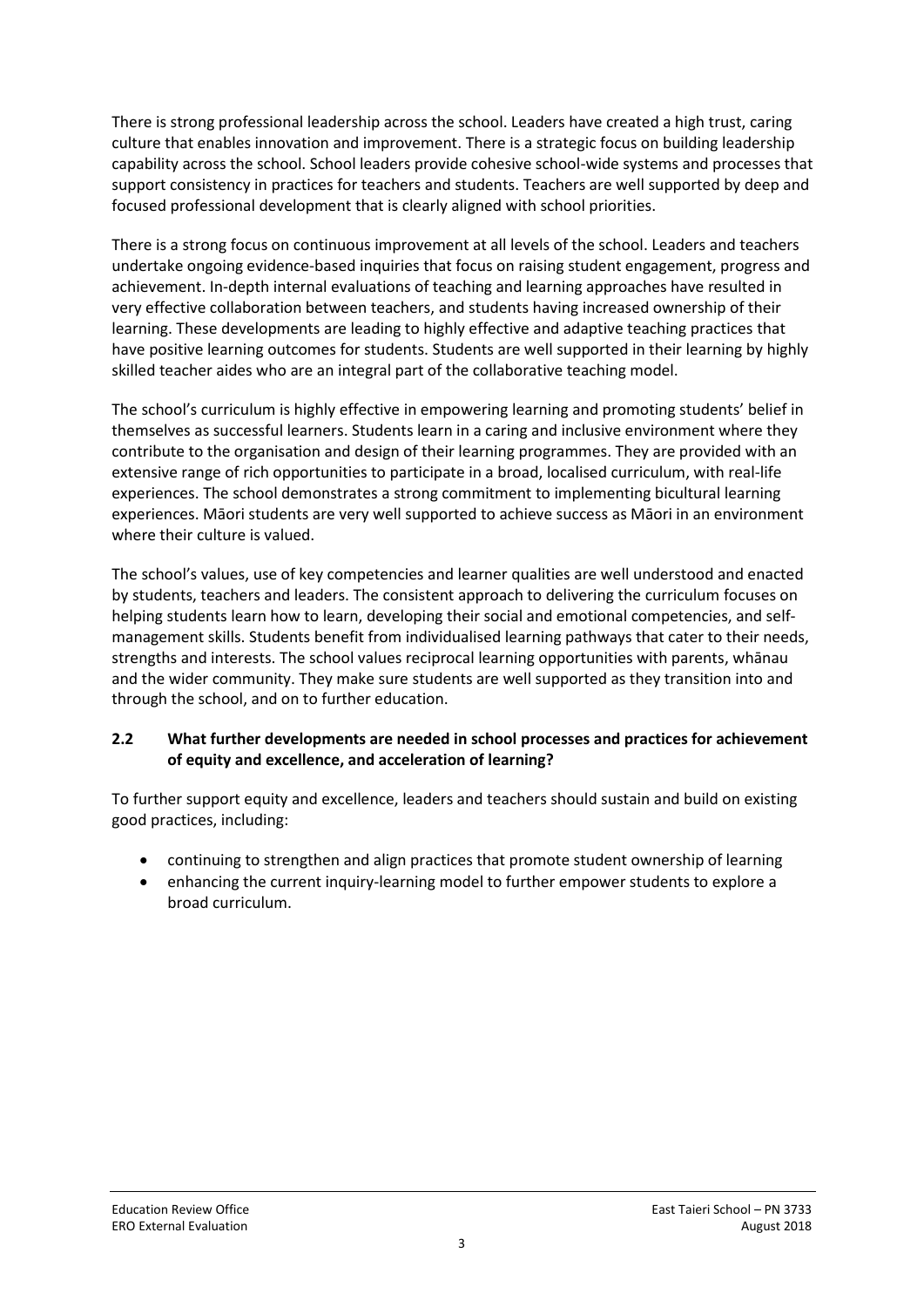There is strong professional leadership across the school. Leaders have created a high trust, caring culture that enables innovation and improvement. There is a strategic focus on building leadership capability across the school. School leaders provide cohesive school-wide systems and processes that support consistency in practices for teachers and students. Teachers are well supported by deep and focused professional development that is clearly aligned with school priorities.

There is a strong focus on continuous improvement at all levels of the school. Leaders and teachers undertake ongoing evidence-based inquiries that focus on raising student engagement, progress and achievement. In-depth internal evaluations of teaching and learning approaches have resulted in very effective collaboration between teachers, and students having increased ownership of their learning. These developments are leading to highly effective and adaptive teaching practices that have positive learning outcomes for students. Students are well supported in their learning by highly skilled teacher aides who are an integral part of the collaborative teaching model.

The school's curriculum is highly effective in empowering learning and promoting students' belief in themselves as successful learners. Students learn in a caring and inclusive environment where they contribute to the organisation and design of their learning programmes. They are provided with an extensive range of rich opportunities to participate in a broad, localised curriculum, with real-life experiences. The school demonstrates a strong commitment to implementing bicultural learning experiences. Māori students are very well supported to achieve success as Māori in an environment where their culture is valued.

The school's values, use of key competencies and learner qualities are well understood and enacted by students, teachers and leaders. The consistent approach to delivering the curriculum focuses on helping students learn how to learn, developing their social and emotional competencies, and self-management skills. Students benefit from individualised learning pathways that cater to their needs, strengths and interests. The school values reciprocal learning opportunities with parents, whānau and the wider community. They make sure students are well supported as they transition into and through the school, and on to further education.

### 2.2 What further developments are needed in school processes and practices for achievement of equity and excellence, and acceleration of learning?

To further support equity and excellence, leaders and teachers should sustain and build on existing good practices, including:

- continuing to strengthen and align practices that promote student ownership of learning
- enhancing the current inquiry-learning model to further empower students to explore a broad curriculum.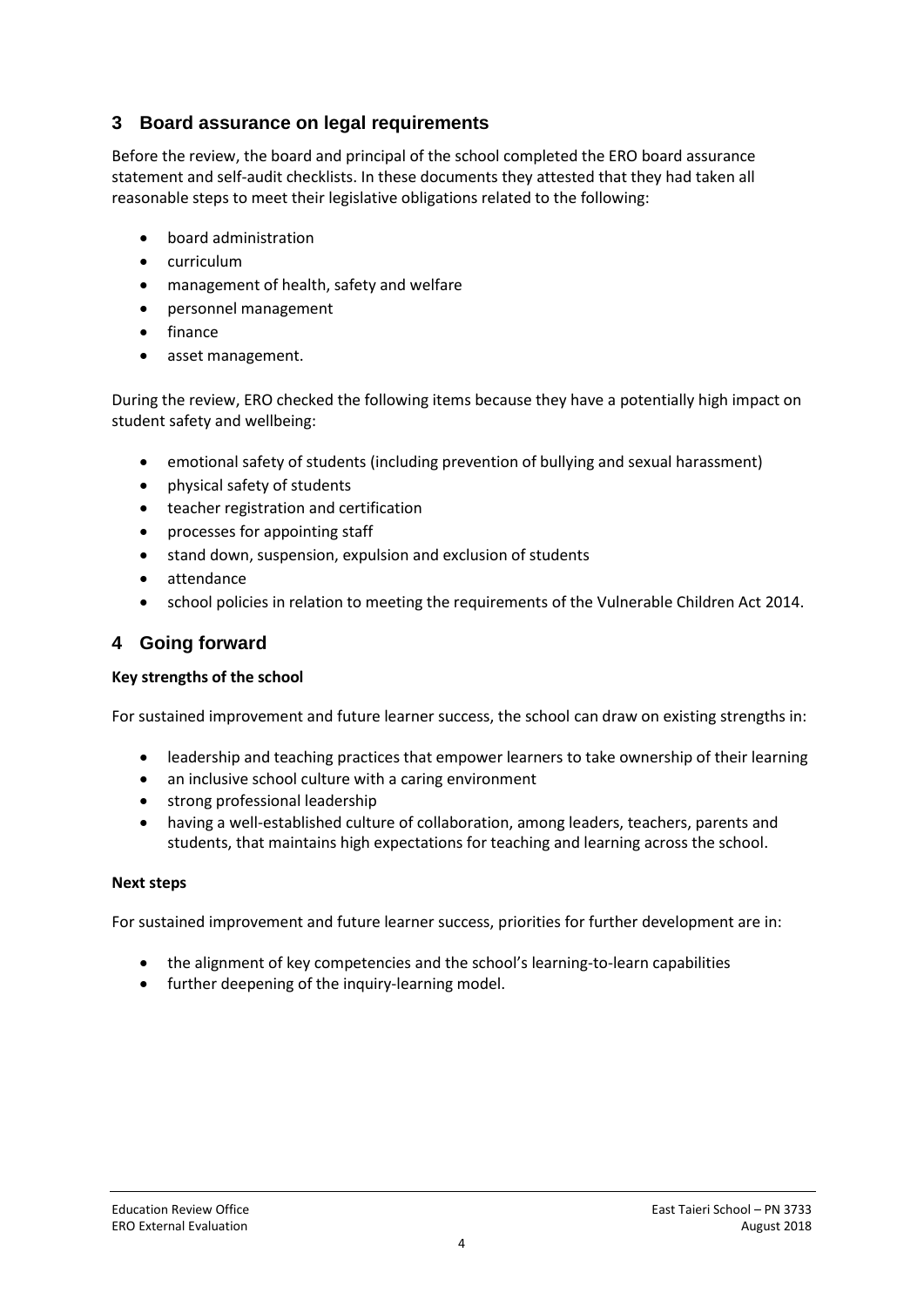## 3 Board assurance on legal requirements

Before the review, the board and principal of the school completed the ERO board assurance statement and self-audit checklists. In these documents they attested that they had taken all reasonable steps to meet their legislative obligations related to the following:

- board administration
- curriculum
- management of health, safety and welfare
- personnel management
- finance
- asset management.

During the review, ERO checked the following items because they have a potentially high impact on student safety and wellbeing:

- emotional safety of students (including prevention of bullying and sexual harassment)
- physical safety of students
- teacher registration and certification
- processes for appointing staff
- stand down, suspension, expulsion and exclusion of students
- attendance
- school policies in relation to meeting the requirements of the Vulnerable Children Act 2014.

## 4 Going forward

**Key strengths of the school**

For sustained improvement and future learner success, the school can draw on existing strengths in:

- leadership and teaching practices that empower learners to take ownership of their learning
- an inclusive school culture with a caring environment
- strong professional leadership
- having a well-established culture of collaboration, among leaders, teachers, parents and students, that maintains high expectations for teaching and learning across the school.

**Next steps**

For sustained improvement and future learner success, priorities for further development are in:

- the alignment of key competencies and the school's learning-to-learn capabilities
- further deepening of the inquiry-learning model.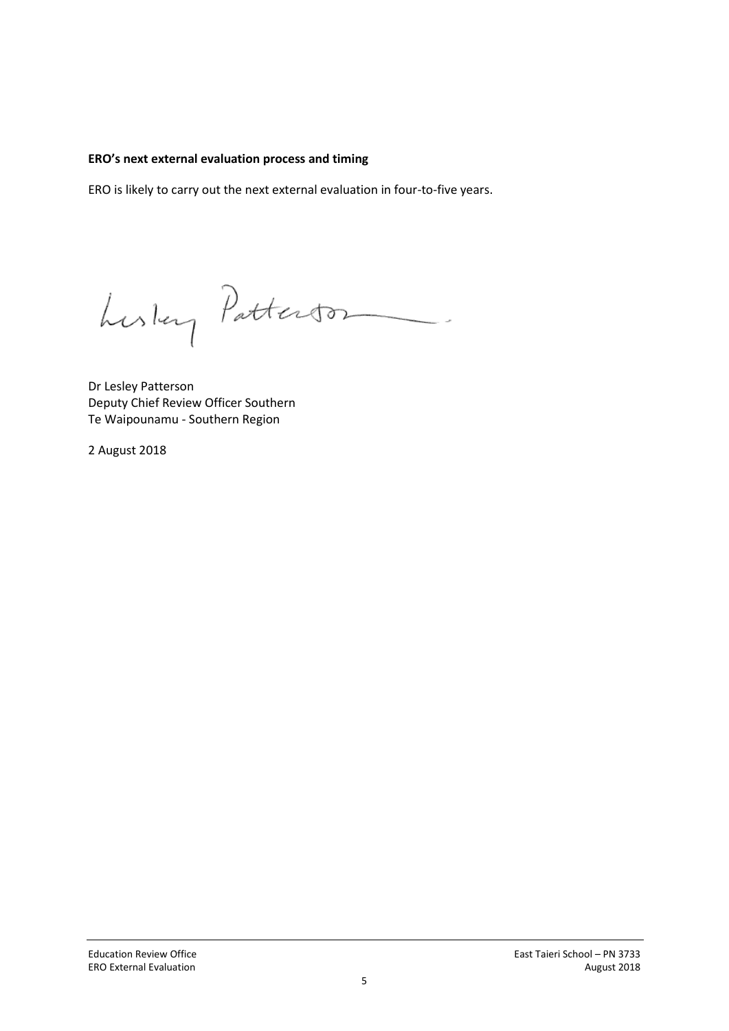**ERO's next external evaluation process and timing**

ERO is likely to carry out the next external evaluation in four-to-five years.

Dr Lesley Patterson
Deputy Chief Review Officer Southern
Te Waipounamu - Southern Region

2 August 2018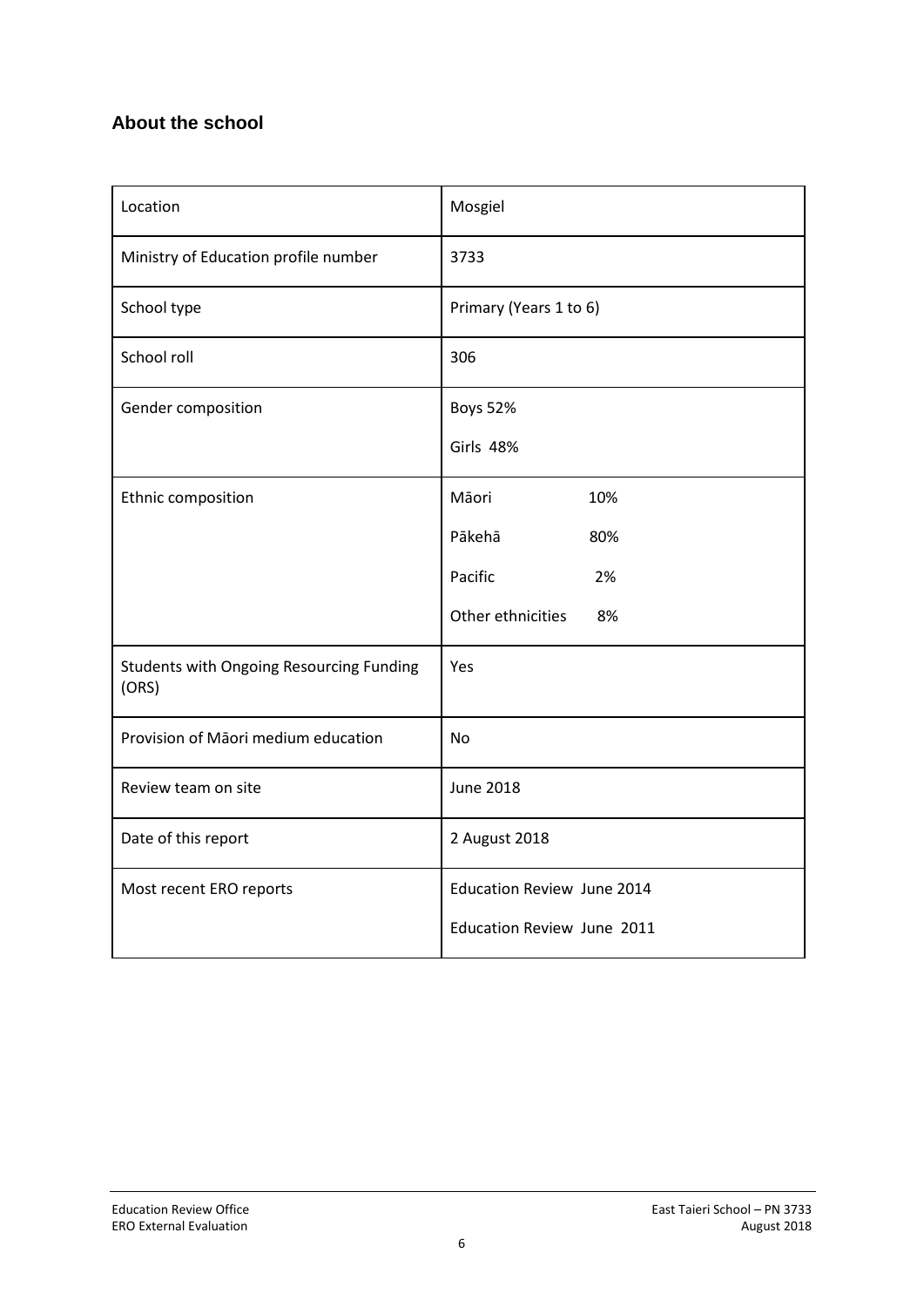## About the school

| | |
|---|---|
| Location | Mosgiel |
| Ministry of Education profile number | 3733 |
| School type | Primary (Years 1 to 6) |
| School roll | 306 |
| Gender composition | Boys 52%<br>Girls 48% |
| Ethnic composition | Māori 10%<br>Pākehā 80%<br>Pacific 2%<br>Other ethnicities 8% |
| Students with Ongoing Resourcing Funding (ORS) | Yes |
| Provision of Māori medium education | No |
| Review team on site | June 2018 |
| Date of this report | 2 August 2018 |
| Most recent ERO reports | Education Review June 2014<br>Education Review June 2011 |